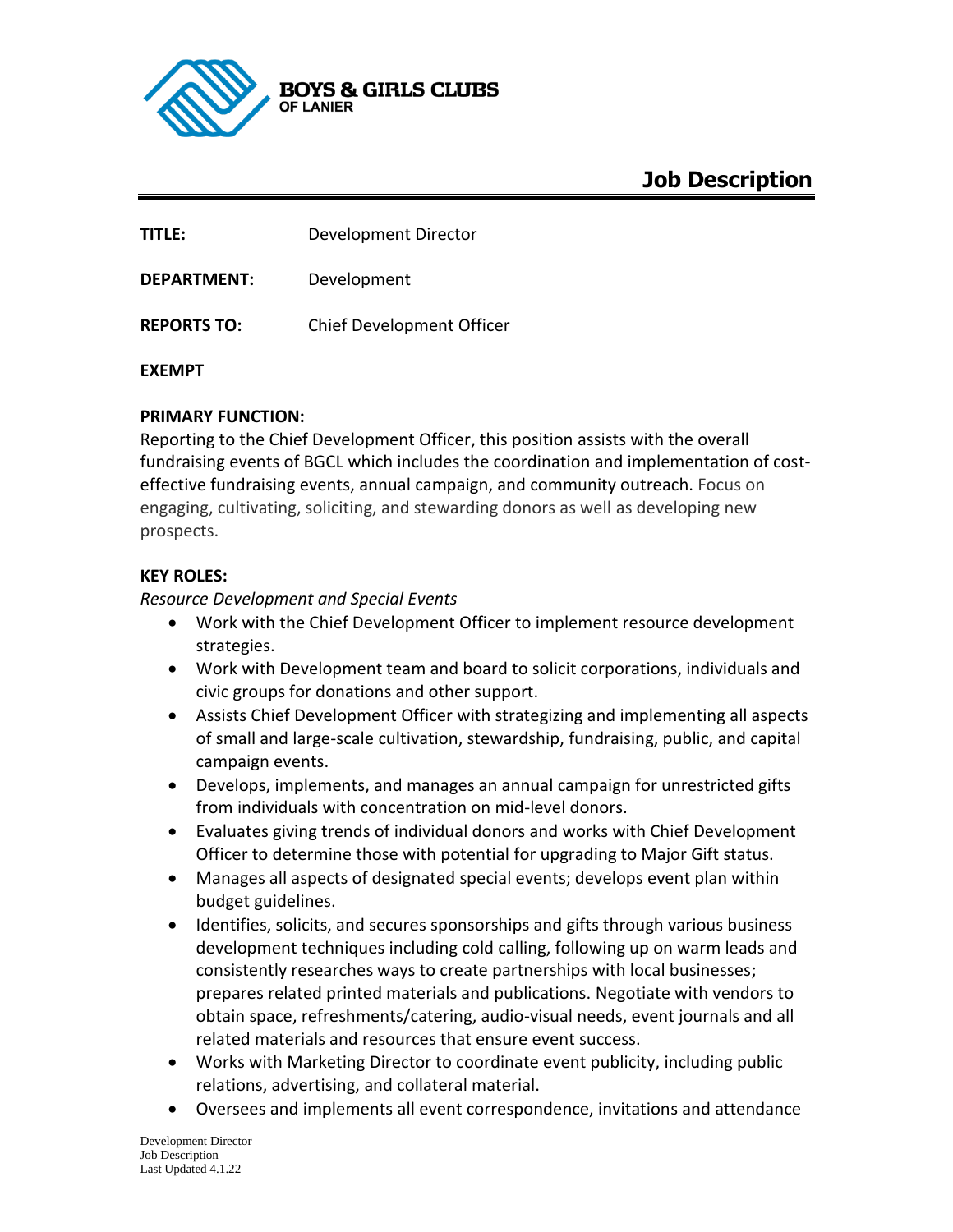**BOYS & GIRLS CLUBS**
**OF LANIER**

# Job Description

**TITLE:** Development Director

**DEPARTMENT:** Development

**REPORTS TO:** Chief Development Officer

**EXEMPT**

**PRIMARY FUNCTION:**
Reporting to the Chief Development Officer, this position assists with the overall fundraising events of BGCL which includes the coordination and implementation of cost-effective fundraising events, annual campaign, and community outreach. Focus on engaging, cultivating, soliciting, and stewarding donors as well as developing new prospects.

**KEY ROLES:**

*Resource Development and Special Events*

- Work with the Chief Development Officer to implement resource development strategies.
- Work with Development team and board to solicit corporations, individuals and civic groups for donations and other support.
- Assists Chief Development Officer with strategizing and implementing all aspects of small and large-scale cultivation, stewardship, fundraising, public, and capital campaign events.
- Develops, implements, and manages an annual campaign for unrestricted gifts from individuals with concentration on mid-level donors.
- Evaluates giving trends of individual donors and works with Chief Development Officer to determine those with potential for upgrading to Major Gift status.
- Manages all aspects of designated special events; develops event plan within budget guidelines.
- Identifies, solicits, and secures sponsorships and gifts through various business development techniques including cold calling, following up on warm leads and consistently researches ways to create partnerships with local businesses; prepares related printed materials and publications. Negotiate with vendors to obtain space, refreshments/catering, audio-visual needs, event journals and all related materials and resources that ensure event success.
- Works with Marketing Director to coordinate event publicity, including public relations, advertising, and collateral material.
- Oversees and implements all event correspondence, invitations and attendance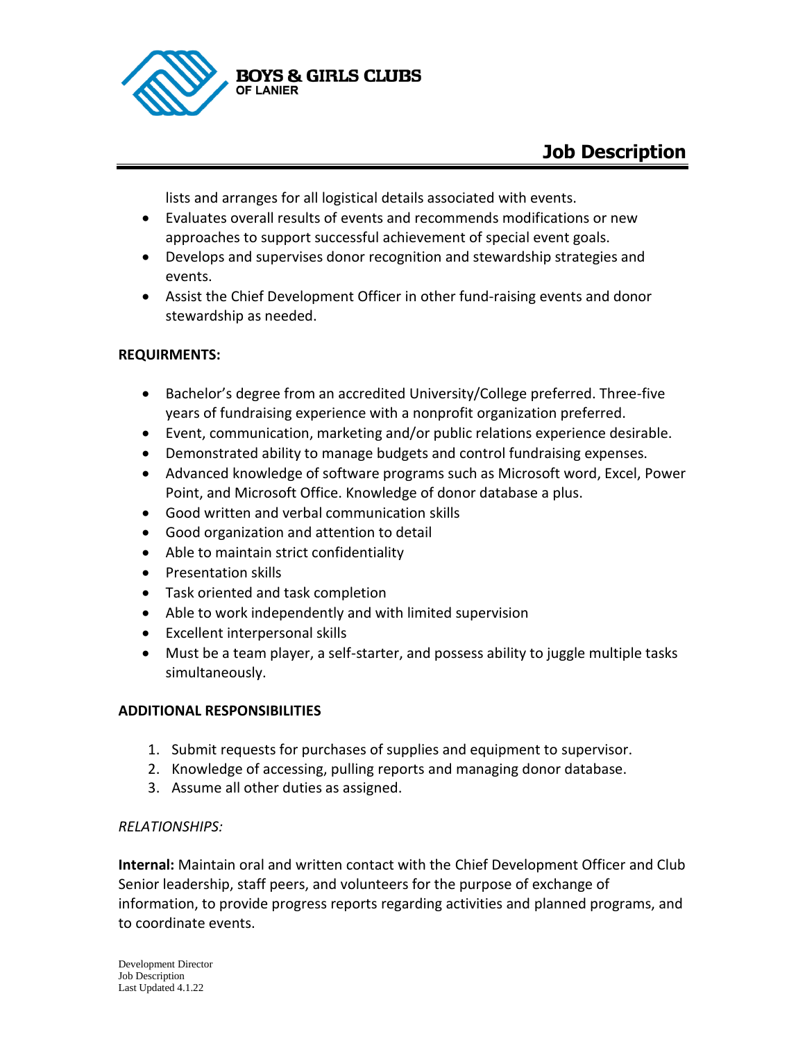lists and arranges for all logistical details associated with events.

- Evaluates overall results of events and recommends modifications or new approaches to support successful achievement of special event goals.
- Develops and supervises donor recognition and stewardship strategies and events.
- Assist the Chief Development Officer in other fund-raising events and donor stewardship as needed.

**REQUIRMENTS:**

- Bachelor's degree from an accredited University/College preferred. Three-five years of fundraising experience with a nonprofit organization preferred.
- Event, communication, marketing and/or public relations experience desirable.
- Demonstrated ability to manage budgets and control fundraising expenses.
- Advanced knowledge of software programs such as Microsoft word, Excel, Power Point, and Microsoft Office. Knowledge of donor database a plus.
- Good written and verbal communication skills
- Good organization and attention to detail
- Able to maintain strict confidentiality
- Presentation skills
- Task oriented and task completion
- Able to work independently and with limited supervision
- Excellent interpersonal skills
- Must be a team player, a self-starter, and possess ability to juggle multiple tasks simultaneously.

**ADDITIONAL RESPONSIBILITIES**

1. Submit requests for purchases of supplies and equipment to supervisor.
2. Knowledge of accessing, pulling reports and managing donor database.
3. Assume all other duties as assigned.

*RELATIONSHIPS:*

**Internal:** Maintain oral and written contact with the Chief Development Officer and Club Senior leadership, staff peers, and volunteers for the purpose of exchange of information, to provide progress reports regarding activities and planned programs, and to coordinate events.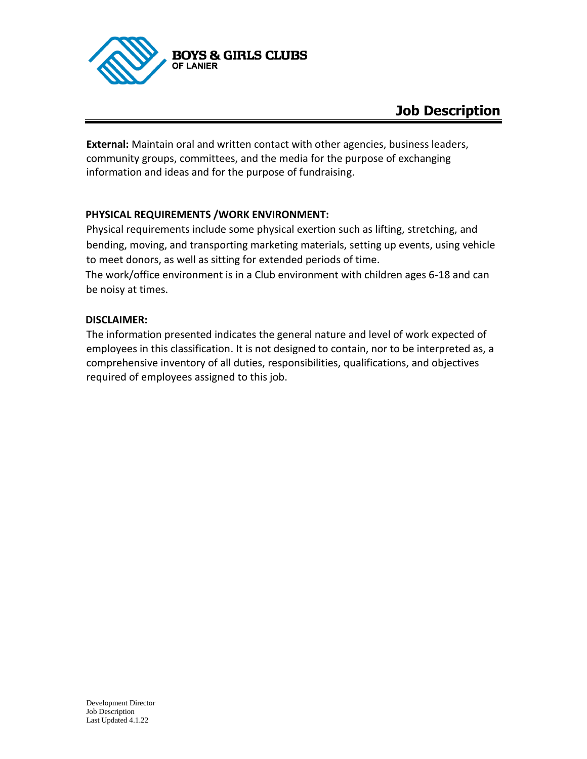**External:** Maintain oral and written contact with other agencies, business leaders, community groups, committees, and the media for the purpose of exchanging information and ideas and for the purpose of fundraising.

**PHYSICAL REQUIREMENTS /WORK ENVIRONMENT:**

Physical requirements include some physical exertion such as lifting, stretching, and bending, moving, and transporting marketing materials, setting up events, using vehicle to meet donors, as well as sitting for extended periods of time.

The work/office environment is in a Club environment with children ages 6-18 and can be noisy at times.

**DISCLAIMER:**

The information presented indicates the general nature and level of work expected of employees in this classification. It is not designed to contain, nor to be interpreted as, a comprehensive inventory of all duties, responsibilities, qualifications, and objectives required of employees assigned to this job.